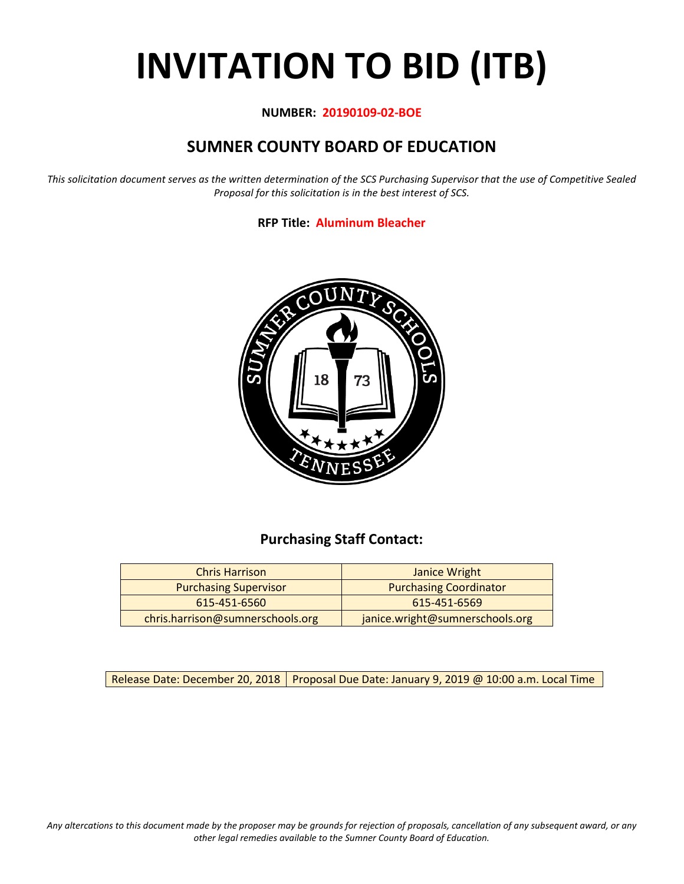# INVITATION TO BID (ITB)

**NUMBER: 20190109-02-BOE**

## SUMNER COUNTY BOARD OF EDUCATION

*This solicitation document serves as the written determination of the SCS Purchasing Supervisor that the use of Competitive Sealed Proposal for this solicitation is in the best interest of SCS.*

**RFP Title: Aluminum Bleacher**

### Purchasing Staff Contact:

| Chris Harrison | Janice Wright |
| --- | --- |
| Purchasing Supervisor | Purchasing Coordinator |
| 615-451-6560 | 615-451-6569 |
| chris.harrison@sumnerschools.org | janice.wright@sumnerschools.org |

| Release Date: December 20, 2018 | Proposal Due Date: January 9, 2019 @ 10:00 a.m. Local Time |
| --- | --- |

*Any altercations to this document made by the proposer may be grounds for rejection of proposals, cancellation of any subsequent award, or any other legal remedies available to the Sumner County Board of Education.*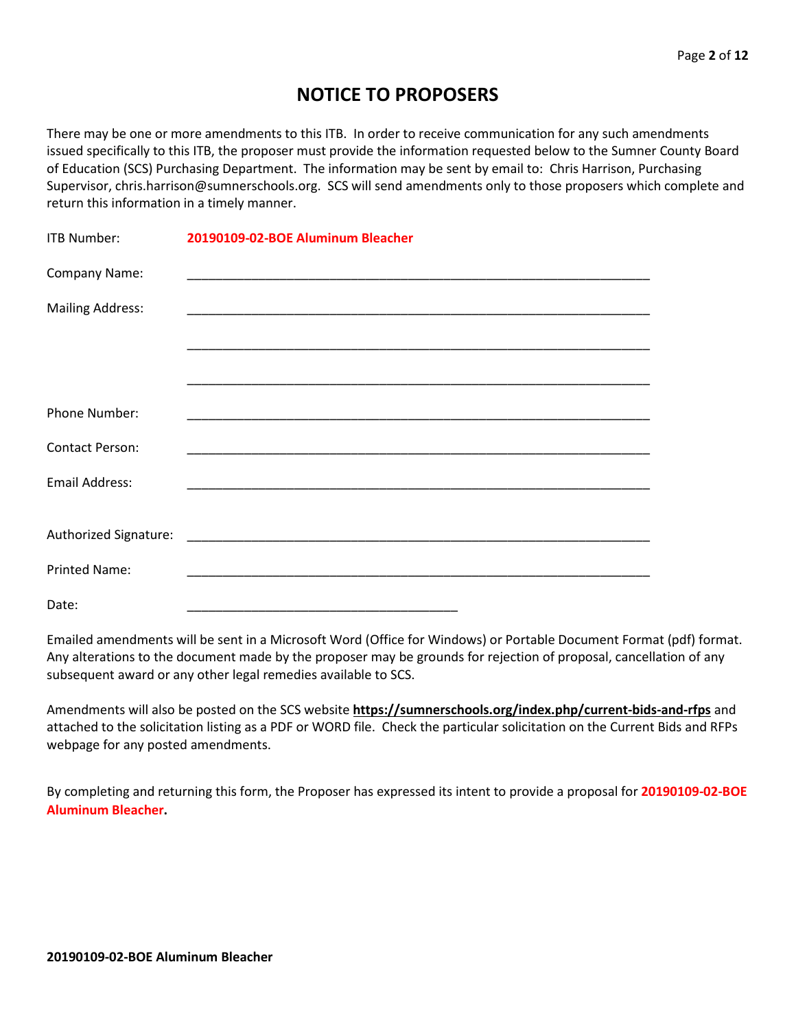# NOTICE TO PROPOSERS

There may be one or more amendments to this ITB. In order to receive communication for any such amendments issued specifically to this ITB, the proposer must provide the information requested below to the Sumner County Board of Education (SCS) Purchasing Department. The information may be sent by email to: Chris Harrison, Purchasing Supervisor, chris.harrison@sumnerschools.org. SCS will send amendments only to those proposers which complete and return this information in a timely manner.

ITB Number: **20190109-02-BOE Aluminum Bleacher**

Company Name: \_\_\_\_\_\_\_\_\_\_\_\_\_\_\_\_\_\_\_\_\_\_\_\_\_\_\_\_\_\_\_\_\_\_\_\_\_\_\_\_\_\_\_\_\_\_\_\_\_\_\_\_\_\_\_\_\_\_\_\_

Mailing Address: \_\_\_\_\_\_\_\_\_\_\_\_\_\_\_\_\_\_\_\_\_\_\_\_\_\_\_\_\_\_\_\_\_\_\_\_\_\_\_\_\_\_\_\_\_\_\_\_\_\_\_\_\_\_\_\_\_\_\_\_

\_\_\_\_\_\_\_\_\_\_\_\_\_\_\_\_\_\_\_\_\_\_\_\_\_\_\_\_\_\_\_\_\_\_\_\_\_\_\_\_\_\_\_\_\_\_\_\_\_\_\_\_\_\_\_\_\_\_\_\_

\_\_\_\_\_\_\_\_\_\_\_\_\_\_\_\_\_\_\_\_\_\_\_\_\_\_\_\_\_\_\_\_\_\_\_\_\_\_\_\_\_\_\_\_\_\_\_\_\_\_\_\_\_\_\_\_\_\_\_\_

Phone Number: \_\_\_\_\_\_\_\_\_\_\_\_\_\_\_\_\_\_\_\_\_\_\_\_\_\_\_\_\_\_\_\_\_\_\_\_\_\_\_\_\_\_\_\_\_\_\_\_\_\_\_\_\_\_\_\_\_\_\_\_

Contact Person: \_\_\_\_\_\_\_\_\_\_\_\_\_\_\_\_\_\_\_\_\_\_\_\_\_\_\_\_\_\_\_\_\_\_\_\_\_\_\_\_\_\_\_\_\_\_\_\_\_\_\_\_\_\_\_\_\_\_\_\_

Email Address: \_\_\_\_\_\_\_\_\_\_\_\_\_\_\_\_\_\_\_\_\_\_\_\_\_\_\_\_\_\_\_\_\_\_\_\_\_\_\_\_\_\_\_\_\_\_\_\_\_\_\_\_\_\_\_\_\_\_\_\_

Authorized Signature: \_\_\_\_\_\_\_\_\_\_\_\_\_\_\_\_\_\_\_\_\_\_\_\_\_\_\_\_\_\_\_\_\_\_\_\_\_\_\_\_\_\_\_\_\_\_\_\_\_\_\_\_\_\_\_\_\_\_\_\_

Printed Name: \_\_\_\_\_\_\_\_\_\_\_\_\_\_\_\_\_\_\_\_\_\_\_\_\_\_\_\_\_\_\_\_\_\_\_\_\_\_\_\_\_\_\_\_\_\_\_\_\_\_\_\_\_\_\_\_\_\_\_\_

Date: \_\_\_\_\_\_\_\_\_\_\_\_\_\_\_\_\_\_\_\_\_\_\_\_\_\_\_\_\_\_\_\_\_\_\_\_\_\_

Emailed amendments will be sent in a Microsoft Word (Office for Windows) or Portable Document Format (pdf) format. Any alterations to the document made by the proposer may be grounds for rejection of proposal, cancellation of any subsequent award or any other legal remedies available to SCS.

Amendments will also be posted on the SCS website **https://sumnerschools.org/index.php/current-bids-and-rfps** and attached to the solicitation listing as a PDF or WORD file. Check the particular solicitation on the Current Bids and RFPs webpage for any posted amendments.

By completing and returning this form, the Proposer has expressed its intent to provide a proposal for **20190109-02-BOE Aluminum Bleacher.**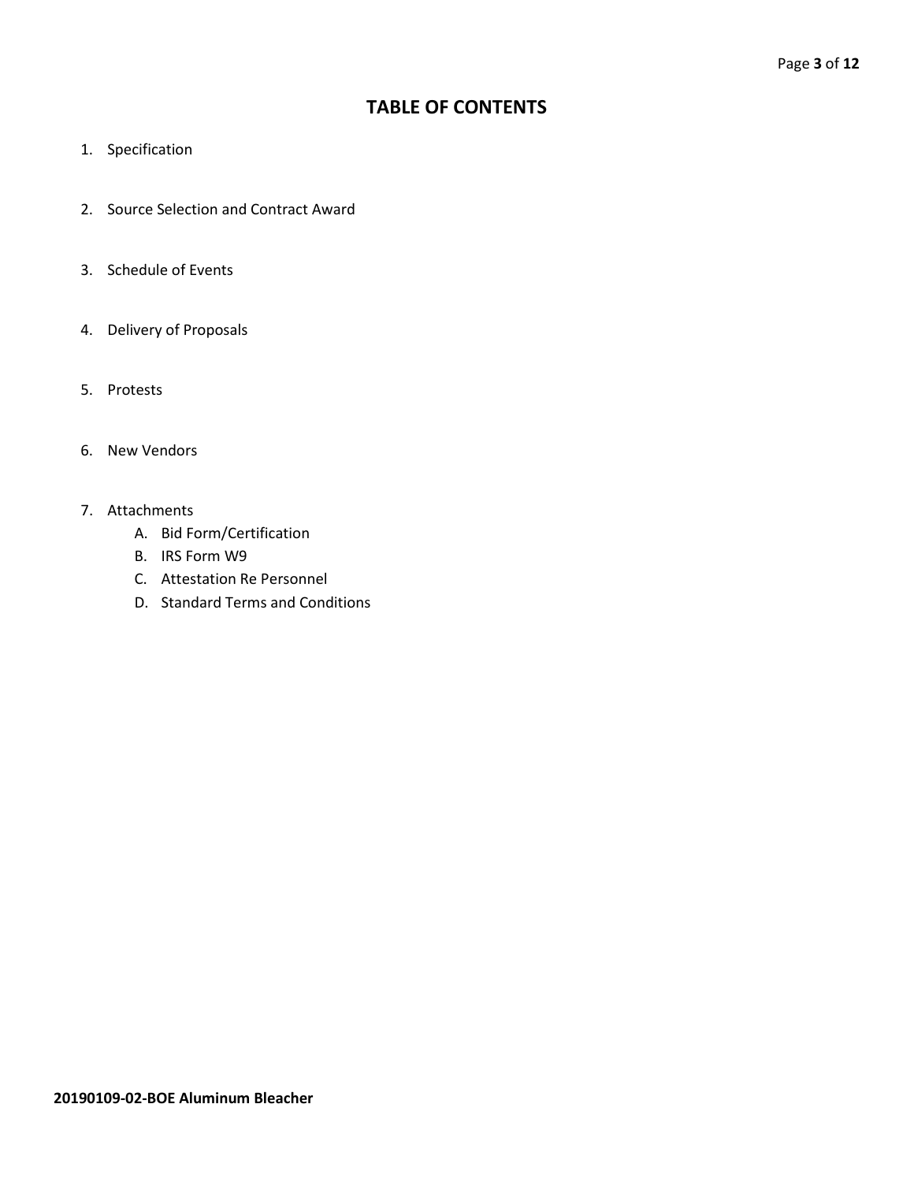# TABLE OF CONTENTS

1. Specification

2. Source Selection and Contract Award

3. Schedule of Events

4. Delivery of Proposals

5. Protests

6. New Vendors

7. Attachments
   A. Bid Form/Certification
   B. IRS Form W9
   C. Attestation Re Personnel
   D. Standard Terms and Conditions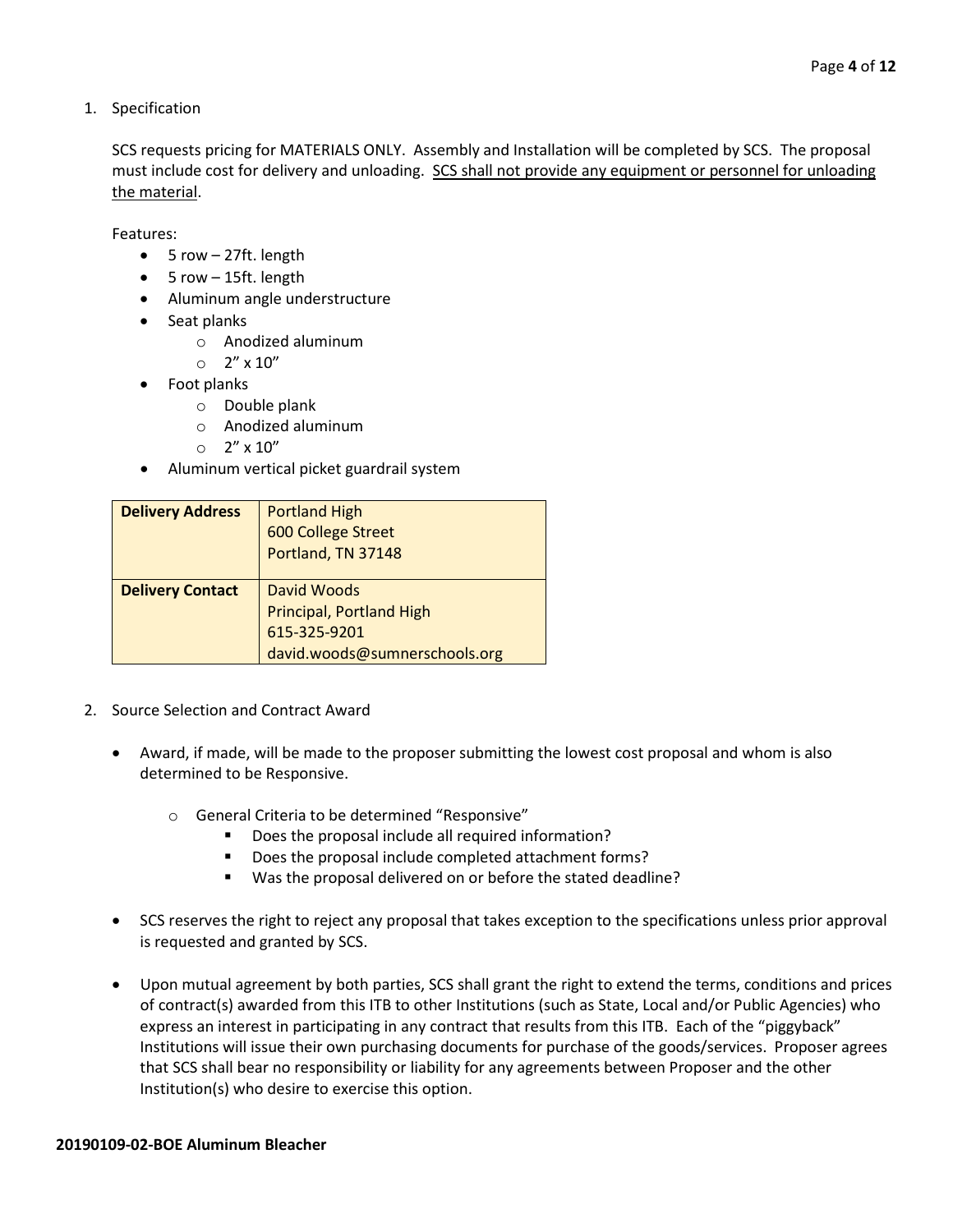1. Specification

   SCS requests pricing for MATERIALS ONLY. Assembly and Installation will be completed by SCS. The proposal must include cost for delivery and unloading. <u>SCS shall not provide any equipment or personnel for unloading the material</u>.

   Features:
   - 5 row – 27ft. length
   - 5 row – 15ft. length
   - Aluminum angle understructure
   - Seat planks
     - Anodized aluminum
     - 2" x 10"
   - Foot planks
     - Double plank
     - Anodized aluminum
     - 2" x 10"
   - Aluminum vertical picket guardrail system

| **Delivery Address** | Portland High<br>600 College Street<br>Portland, TN 37148 |
|---|---|
| **Delivery Contact** | David Woods<br>Principal, Portland High<br>615-325-9201<br>david.woods@sumnerschools.org |

2. Source Selection and Contract Award

   - Award, if made, will be made to the proposer submitting the lowest cost proposal and whom is also determined to be Responsive.
     - General Criteria to be determined "Responsive"
       - Does the proposal include all required information?
       - Does the proposal include completed attachment forms?
       - Was the proposal delivered on or before the stated deadline?
   - SCS reserves the right to reject any proposal that takes exception to the specifications unless prior approval is requested and granted by SCS.
   - Upon mutual agreement by both parties, SCS shall grant the right to extend the terms, conditions and prices of contract(s) awarded from this ITB to other Institutions (such as State, Local and/or Public Agencies) who express an interest in participating in any contract that results from this ITB. Each of the "piggyback" Institutions will issue their own purchasing documents for purchase of the goods/services. Proposer agrees that SCS shall bear no responsibility or liability for any agreements between Proposer and the other Institution(s) who desire to exercise this option.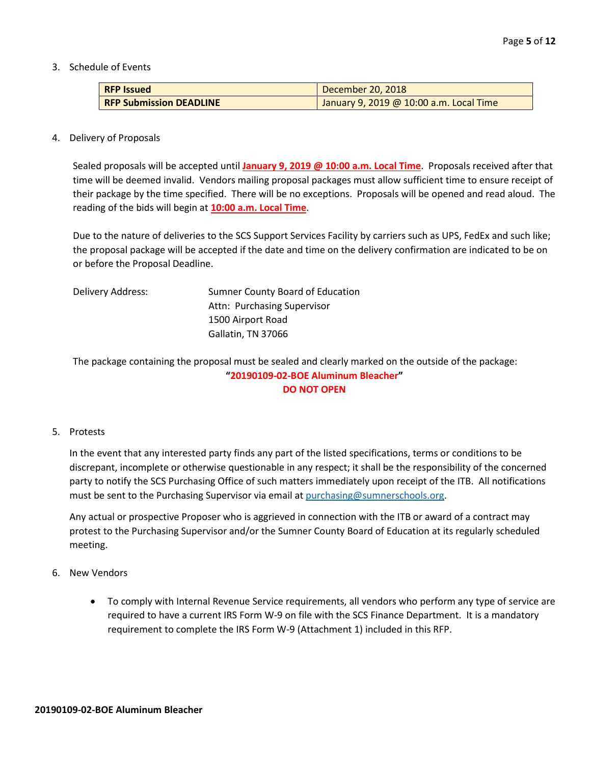3. Schedule of Events

| RFP Issued | December 20, 2018 |
| --- | --- |
| **RFP Submission DEADLINE** | January 9, 2019 @ 10:00 a.m. Local Time |

4. Delivery of Proposals

   Sealed proposals will be accepted until **January 9, 2019 @ 10:00 a.m. Local Time**. Proposals received after that time will be deemed invalid. Vendors mailing proposal packages must allow sufficient time to ensure receipt of their package by the time specified. There will be no exceptions. Proposals will be opened and read aloud. The reading of the bids will begin at **10:00 a.m. Local Time**.

   Due to the nature of deliveries to the SCS Support Services Facility by carriers such as UPS, FedEx and such like; the proposal package will be accepted if the date and time on the delivery confirmation are indicated to be on or before the Proposal Deadline.

   Delivery Address:
   Sumner County Board of Education
   Attn: Purchasing Supervisor
   1500 Airport Road
   Gallatin, TN 37066

   The package containing the proposal must be sealed and clearly marked on the outside of the package:

   **"20190109-02-BOE Aluminum Bleacher"**
   **DO NOT OPEN**

5. Protests

   In the event that any interested party finds any part of the listed specifications, terms or conditions to be discrepant, incomplete or otherwise questionable in any respect; it shall be the responsibility of the concerned party to notify the SCS Purchasing Office of such matters immediately upon receipt of the ITB. All notifications must be sent to the Purchasing Supervisor via email at purchasing@sumnerschools.org.

   Any actual or prospective Proposer who is aggrieved in connection with the ITB or award of a contract may protest to the Purchasing Supervisor and/or the Sumner County Board of Education at its regularly scheduled meeting.

6. New Vendors

   - To comply with Internal Revenue Service requirements, all vendors who perform any type of service are required to have a current IRS Form W-9 on file with the SCS Finance Department. It is a mandatory requirement to complete the IRS Form W-9 (Attachment 1) included in this RFP.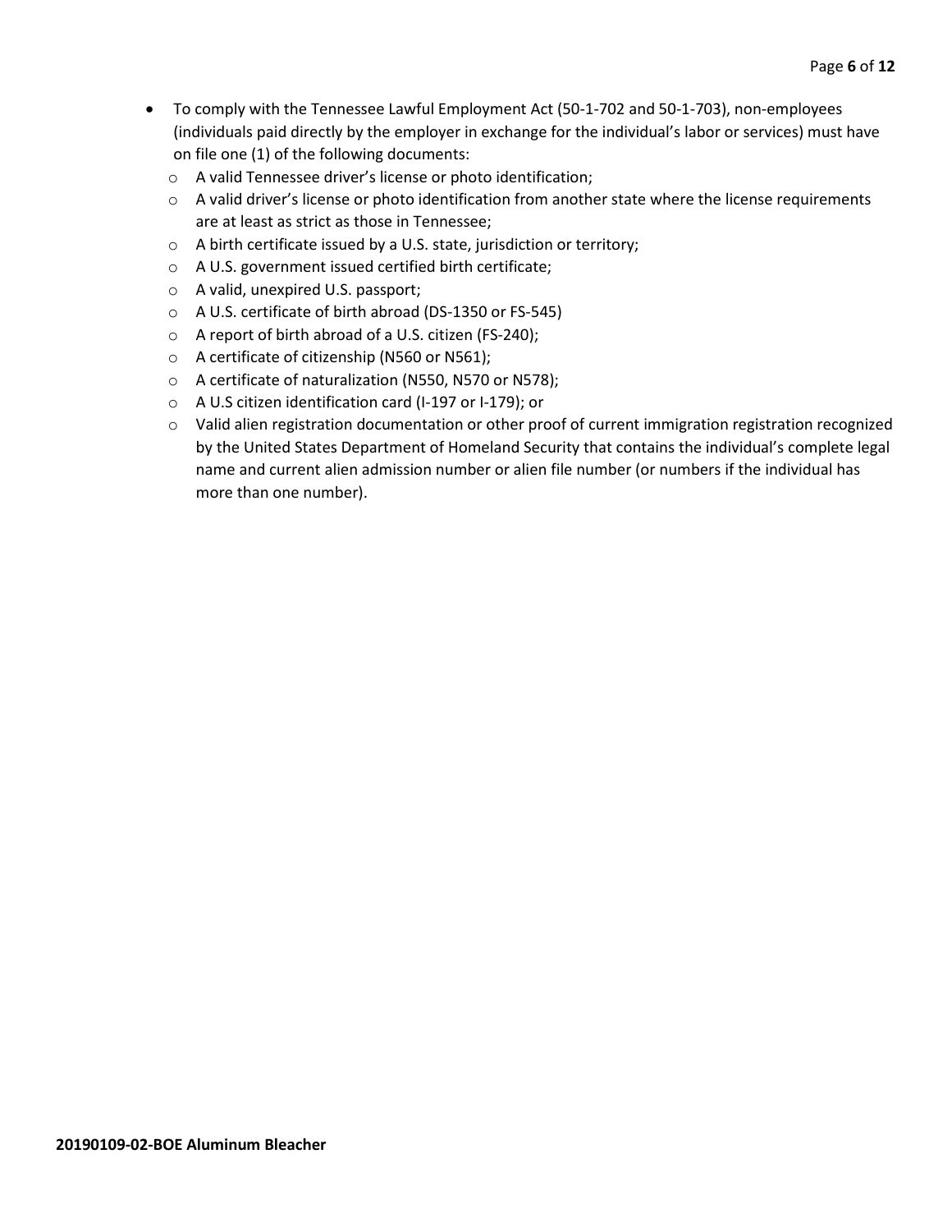- To comply with the Tennessee Lawful Employment Act (50-1-702 and 50-1-703), non-employees (individuals paid directly by the employer in exchange for the individual's labor or services) must have on file one (1) of the following documents:
  - A valid Tennessee driver's license or photo identification;
  - A valid driver's license or photo identification from another state where the license requirements are at least as strict as those in Tennessee;
  - A birth certificate issued by a U.S. state, jurisdiction or territory;
  - A U.S. government issued certified birth certificate;
  - A valid, unexpired U.S. passport;
  - A U.S. certificate of birth abroad (DS-1350 or FS-545)
  - A report of birth abroad of a U.S. citizen (FS-240);
  - A certificate of citizenship (N560 or N561);
  - A certificate of naturalization (N550, N570 or N578);
  - A U.S citizen identification card (I-197 or I-179); or
  - Valid alien registration documentation or other proof of current immigration registration recognized by the United States Department of Homeland Security that contains the individual's complete legal name and current alien admission number or alien file number (or numbers if the individual has more than one number).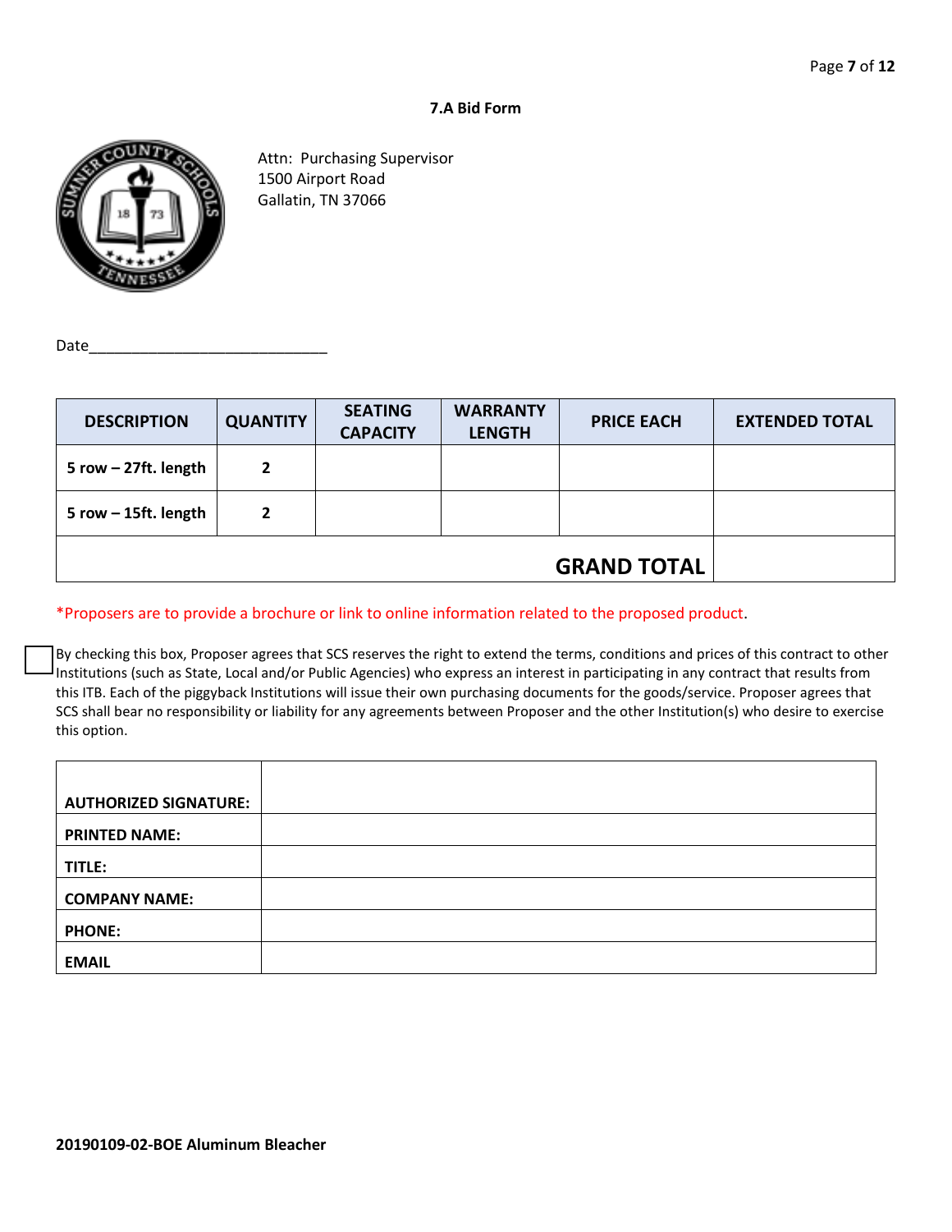## 7.A Bid Form

Attn: Purchasing Supervisor
1500 Airport Road
Gallatin, TN 37066

Date______________________________

| DESCRIPTION | QUANTITY | SEATING CAPACITY | WARRANTY LENGTH | PRICE EACH | EXTENDED TOTAL |
|---|---|---|---|---|---|
| 5 row – 27ft. length | 2 | | | | |
| 5 row – 15ft. length | 2 | | | | |
| | | | | **GRAND TOTAL** | |

*Proposers are to provide a brochure or link to online information related to the proposed product.

☐ By checking this box, Proposer agrees that SCS reserves the right to extend the terms, conditions and prices of this contract to other Institutions (such as State, Local and/or Public Agencies) who express an interest in participating in any contract that results from this ITB. Each of the piggyback Institutions will issue their own purchasing documents for the goods/service. Proposer agrees that SCS shall bear no responsibility or liability for any agreements between Proposer and the other Institution(s) who desire to exercise this option.

| | |
|---|---|
| **AUTHORIZED SIGNATURE:** | |
| **PRINTED NAME:** | |
| **TITLE:** | |
| **COMPANY NAME:** | |
| **PHONE:** | |
| **EMAIL** | |

**20190109-02-BOE Aluminum Bleacher**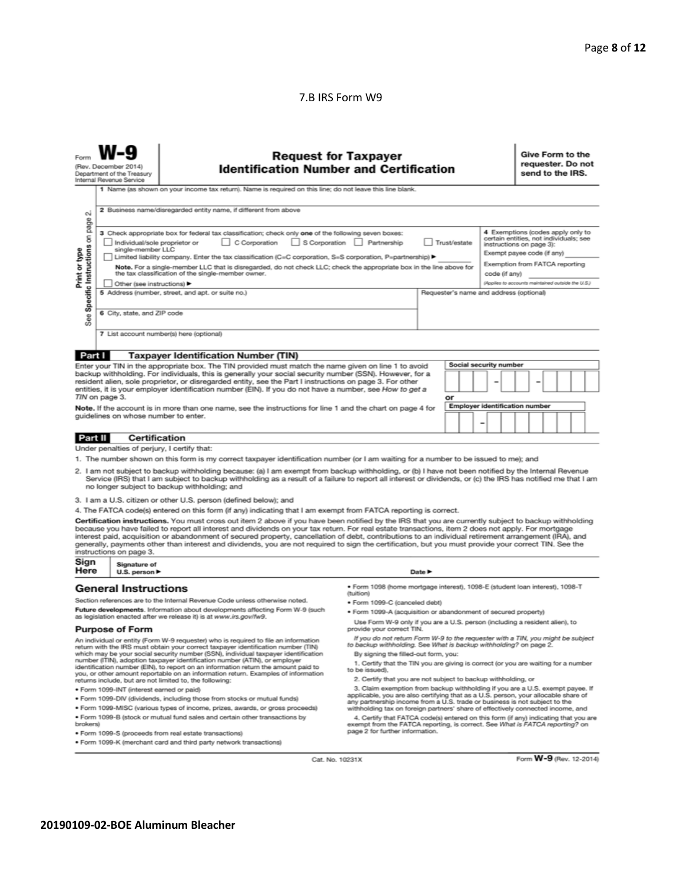7.B IRS Form W9

Form **W-9**
(Rev. December 2014)
Department of the Treasury
Internal Revenue Service

# Request for Taxpayer Identification Number and Certification

**Give Form to the requester. Do not send to the IRS.**

Print or type. See **Specific Instructions** on page 2.

1 Name (as shown on your income tax return). Name is required on this line; do not leave this line blank.

2 Business name/disregarded entity name, if different from above

3 Check appropriate box for federal tax classification; check only **one** of the following seven boxes:

☐ Individual/sole proprietor or single-member LLC ☐ C Corporation ☐ S Corporation ☐ Partnership ☐ Trust/estate

☐ Limited liability company. Enter the tax classification (C=C corporation, S=S corporation, P=partnership) ▶ ________

**Note.** For a single-member LLC that is disregarded, do not check LLC; check the appropriate box in the line above for the tax classification of the single-member owner.

☐ Other (see instructions) ▶

4 Exemptions (codes apply only to certain entities, not individuals; see instructions on page 3):

Exempt payee code (if any) ________

Exemption from FATCA reporting code (if any) ________

*(Applies to accounts maintained outside the U.S.)*

5 Address (number, street, and apt. or suite no.)

Requester's name and address (optional)

6 City, state, and ZIP code

7 List account number(s) here (optional)

## Part I Taxpayer Identification Number (TIN)

Enter your TIN in the appropriate box. The TIN provided must match the name given on line 1 to avoid backup withholding. For individuals, this is generally your social security number (SSN). However, for a resident alien, sole proprietor, or disregarded entity, see the Part I instructions on page 3. For other entities, it is your employer identification number (EIN). If you do not have a number, see *How to get a TIN* on page 3.

**Note.** If the account is in more than one name, see the instructions for line 1 and the chart on page 4 for guidelines on whose number to enter.

**Social security number**

☐☐☐ – ☐☐ – ☐☐☐☐

or

**Employer identification number**

☐☐ – ☐☐☐☐☐☐☐

## Part II Certification

Under penalties of perjury, I certify that:

1. The number shown on this form is my correct taxpayer identification number (or I am waiting for a number to be issued to me); and
2. I am not subject to backup withholding because: (a) I am exempt from backup withholding, or (b) I have not been notified by the Internal Revenue Service (IRS) that I am subject to backup withholding as a result of a failure to report all interest or dividends, or (c) the IRS has notified me that I am no longer subject to backup withholding; and
3. I am a U.S. citizen or other U.S. person (defined below); and
4. The FATCA code(s) entered on this form (if any) indicating that I am exempt from FATCA reporting is correct.

**Certification instructions.** You must cross out item 2 above if you have been notified by the IRS that you are currently subject to backup withholding because you have failed to report all interest and dividends on your tax return. For real estate transactions, item 2 does not apply. For mortgage interest paid, acquisition or abandonment of secured property, cancellation of debt, contributions to an individual retirement arrangement (IRA), and generally, payments other than interest and dividends, you are not required to sign the certification, but you must provide your correct TIN. See the instructions on page 3.

**Sign Here** Signature of U.S. person ▶ Date ▶

## General Instructions

Section references are to the Internal Revenue Code unless otherwise noted.

**Future developments.** Information about developments affecting Form W-9 (such as legislation enacted after we release it) is at *www.irs.gov/fw9*.

### Purpose of Form

An individual or entity (Form W-9 requester) who is required to file an information return with the IRS must obtain your correct taxpayer identification number (TIN) which may be your social security number (SSN), individual taxpayer identification number (ITIN), adoption taxpayer identification number (ATIN), or employer identification number (EIN), to report on an information return the amount paid to you, or other amount reportable on an information return. Examples of information returns include, but are not limited to, the following:

- Form 1099-INT (interest earned or paid)
- Form 1099-DIV (dividends, including those from stocks or mutual funds)
- Form 1099-MISC (various types of income, prizes, awards, or gross proceeds)
- Form 1099-B (stock or mutual fund sales and certain other transactions by brokers)
- Form 1099-S (proceeds from real estate transactions)
- Form 1099-K (merchant card and third party network transactions)
- Form 1098 (home mortgage interest), 1098-E (student loan interest), 1098-T (tuition)
- Form 1099-C (canceled debt)
- Form 1099-A (acquisition or abandonment of secured property)

Use Form W-9 only if you are a U.S. person (including a resident alien), to provide your correct TIN.

*If you do not return Form W-9 to the requester with a TIN, you might be subject to backup withholding. See What is backup withholding? on page 2.*

By signing the filled-out form, you:

1. Certify that the TIN you are giving is correct (or you are waiting for a number to be issued),
2. Certify that you are not subject to backup withholding, or
3. Claim exemption from backup withholding if you are a U.S. exempt payee. If applicable, you are also certifying that as a U.S. person, your allocable share of any partnership income from a U.S. trade or business is not subject to the withholding tax on foreign partners' share of effectively connected income, and
4. Certify that FATCA code(s) entered on this form (if any) indicating that you are exempt from the FATCA reporting, is correct. See *What is FATCA reporting?* on page 2 for further information.

Cat. No. 10231X

Form **W-9** (Rev. 12-2014)

**20190109-02-BOE Aluminum Bleacher**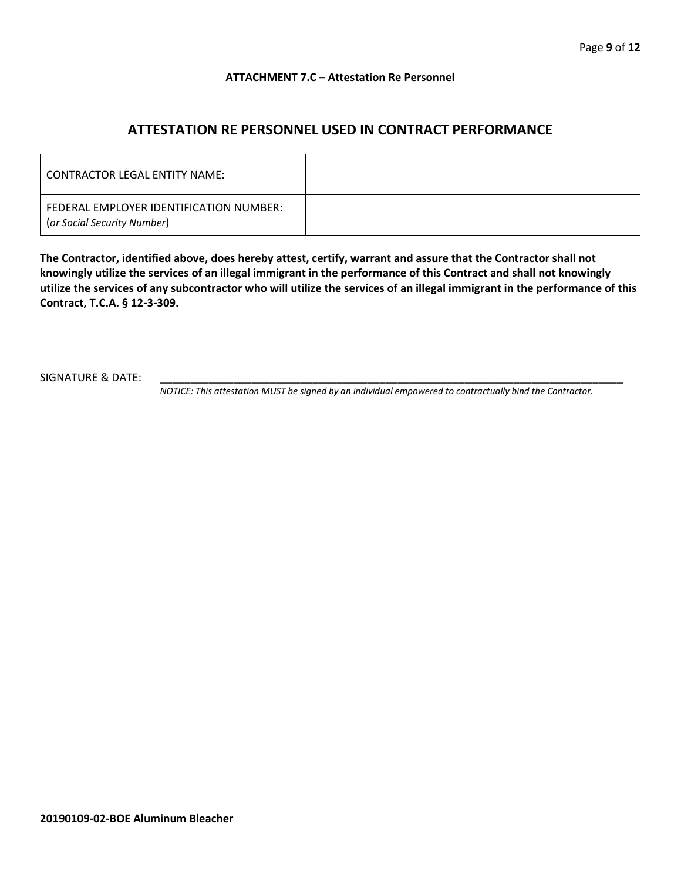**ATTACHMENT 7.C – Attestation Re Personnel**

## ATTESTATION RE PERSONNEL USED IN CONTRACT PERFORMANCE

| CONTRACTOR LEGAL ENTITY NAME: | |
|---|---|
| FEDERAL EMPLOYER IDENTIFICATION NUMBER: (*or Social Security Number*) | |

**The Contractor, identified above, does hereby attest, certify, warrant and assure that the Contractor shall not knowingly utilize the services of an illegal immigrant in the performance of this Contract and shall not knowingly utilize the services of any subcontractor who will utilize the services of an illegal immigrant in the performance of this Contract, T.C.A. § 12-3-309.**

SIGNATURE & DATE: ___________________________________________________________________________

*NOTICE: This attestation MUST be signed by an individual empowered to contractually bind the Contractor.*

**20190109-02-BOE Aluminum Bleacher**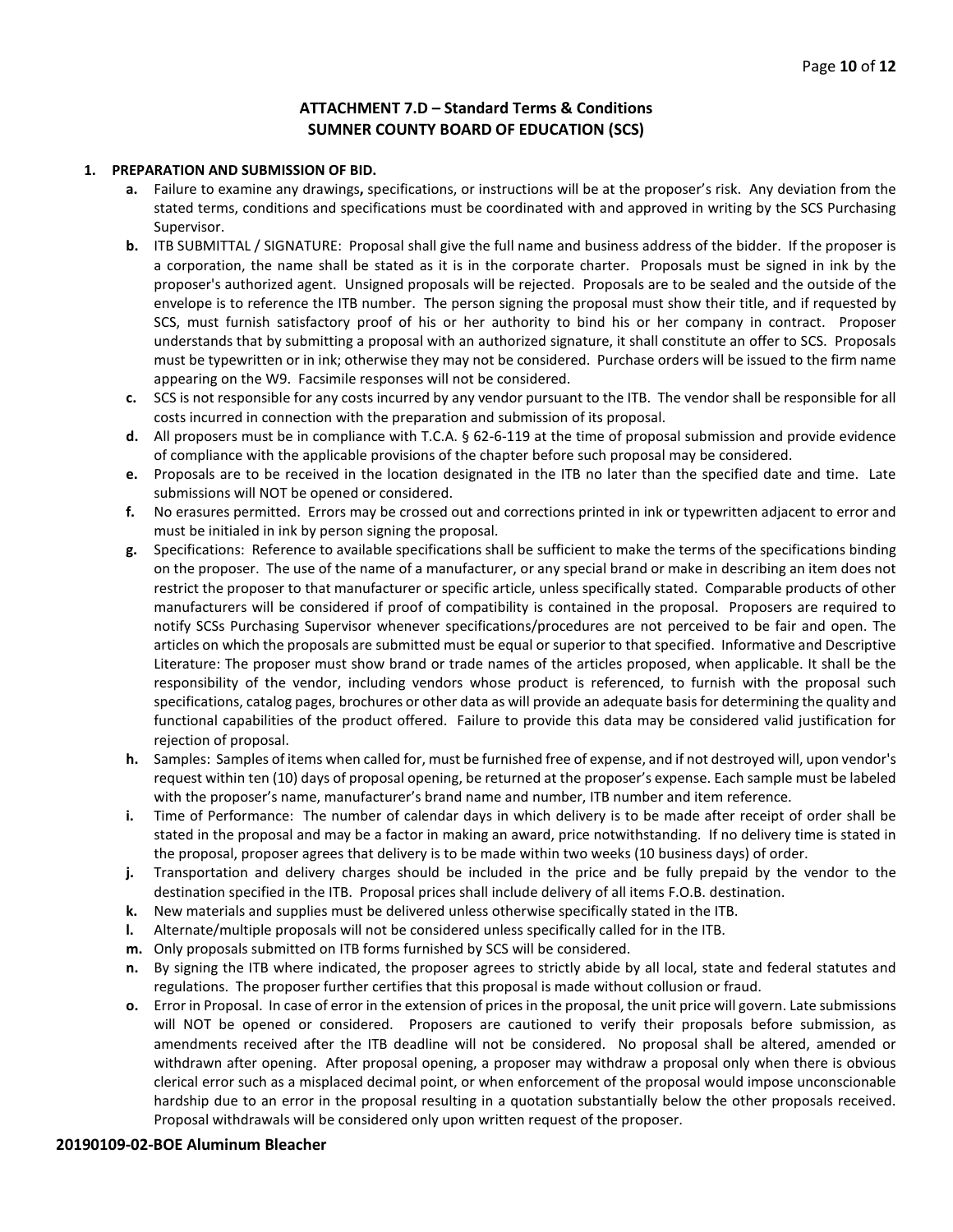# ATTACHMENT 7.D – Standard Terms & Conditions
# SUMNER COUNTY BOARD OF EDUCATION (SCS)

**1. PREPARATION AND SUBMISSION OF BID.**

- **a.** Failure to examine any drawings**,** specifications, or instructions will be at the proposer's risk. Any deviation from the stated terms, conditions and specifications must be coordinated with and approved in writing by the SCS Purchasing Supervisor.
- **b.** ITB SUBMITTAL / SIGNATURE: Proposal shall give the full name and business address of the bidder. If the proposer is a corporation, the name shall be stated as it is in the corporate charter. Proposals must be signed in ink by the proposer's authorized agent. Unsigned proposals will be rejected. Proposals are to be sealed and the outside of the envelope is to reference the ITB number. The person signing the proposal must show their title, and if requested by SCS, must furnish satisfactory proof of his or her authority to bind his or her company in contract. Proposer understands that by submitting a proposal with an authorized signature, it shall constitute an offer to SCS. Proposals must be typewritten or in ink; otherwise they may not be considered. Purchase orders will be issued to the firm name appearing on the W9. Facsimile responses will not be considered.
- **c.** SCS is not responsible for any costs incurred by any vendor pursuant to the ITB. The vendor shall be responsible for all costs incurred in connection with the preparation and submission of its proposal.
- **d.** All proposers must be in compliance with T.C.A. § 62-6-119 at the time of proposal submission and provide evidence of compliance with the applicable provisions of the chapter before such proposal may be considered.
- **e.** Proposals are to be received in the location designated in the ITB no later than the specified date and time. Late submissions will NOT be opened or considered.
- **f.** No erasures permitted. Errors may be crossed out and corrections printed in ink or typewritten adjacent to error and must be initialed in ink by person signing the proposal.
- **g.** Specifications: Reference to available specifications shall be sufficient to make the terms of the specifications binding on the proposer. The use of the name of a manufacturer, or any special brand or make in describing an item does not restrict the proposer to that manufacturer or specific article, unless specifically stated. Comparable products of other manufacturers will be considered if proof of compatibility is contained in the proposal. Proposers are required to notify SCSs Purchasing Supervisor whenever specifications/procedures are not perceived to be fair and open. The articles on which the proposals are submitted must be equal or superior to that specified. Informative and Descriptive Literature: The proposer must show brand or trade names of the articles proposed, when applicable. It shall be the responsibility of the vendor, including vendors whose product is referenced, to furnish with the proposal such specifications, catalog pages, brochures or other data as will provide an adequate basis for determining the quality and functional capabilities of the product offered. Failure to provide this data may be considered valid justification for rejection of proposal.
- **h.** Samples: Samples of items when called for, must be furnished free of expense, and if not destroyed will, upon vendor's request within ten (10) days of proposal opening, be returned at the proposer's expense. Each sample must be labeled with the proposer's name, manufacturer's brand name and number, ITB number and item reference.
- **i.** Time of Performance: The number of calendar days in which delivery is to be made after receipt of order shall be stated in the proposal and may be a factor in making an award, price notwithstanding. If no delivery time is stated in the proposal, proposer agrees that delivery is to be made within two weeks (10 business days) of order.
- **j.** Transportation and delivery charges should be included in the price and be fully prepaid by the vendor to the destination specified in the ITB. Proposal prices shall include delivery of all items F.O.B. destination.
- **k.** New materials and supplies must be delivered unless otherwise specifically stated in the ITB.
- **l.** Alternate/multiple proposals will not be considered unless specifically called for in the ITB.
- **m.** Only proposals submitted on ITB forms furnished by SCS will be considered.
- **n.** By signing the ITB where indicated, the proposer agrees to strictly abide by all local, state and federal statutes and regulations. The proposer further certifies that this proposal is made without collusion or fraud.
- **o.** Error in Proposal. In case of error in the extension of prices in the proposal, the unit price will govern. Late submissions will NOT be opened or considered. Proposers are cautioned to verify their proposals before submission, as amendments received after the ITB deadline will not be considered. No proposal shall be altered, amended or withdrawn after opening. After proposal opening, a proposer may withdraw a proposal only when there is obvious clerical error such as a misplaced decimal point, or when enforcement of the proposal would impose unconscionable hardship due to an error in the proposal resulting in a quotation substantially below the other proposals received. Proposal withdrawals will be considered only upon written request of the proposer.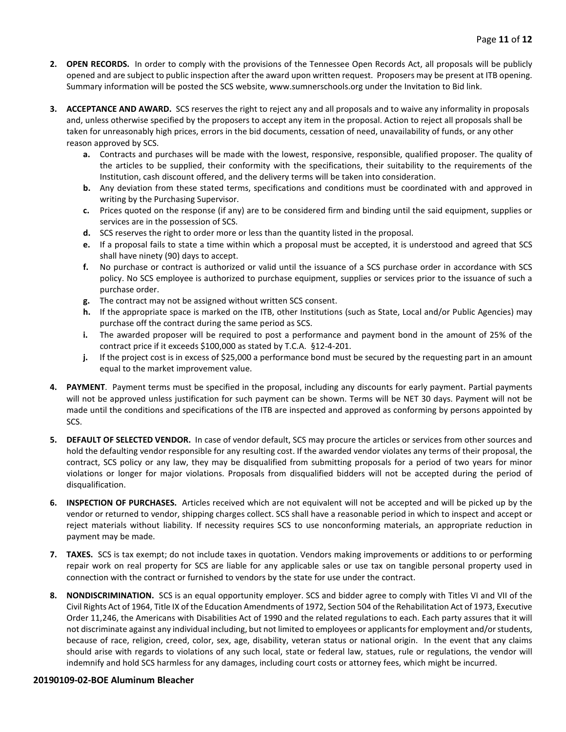2. **OPEN RECORDS.** In order to comply with the provisions of the Tennessee Open Records Act, all proposals will be publicly opened and are subject to public inspection after the award upon written request. Proposers may be present at ITB opening. Summary information will be posted the SCS website, www.sumnerschools.org under the Invitation to Bid link.

3. **ACCEPTANCE AND AWARD.** SCS reserves the right to reject any and all proposals and to waive any informality in proposals and, unless otherwise specified by the proposers to accept any item in the proposal. Action to reject all proposals shall be taken for unreasonably high prices, errors in the bid documents, cessation of need, unavailability of funds, or any other reason approved by SCS.
   - **a.** Contracts and purchases will be made with the lowest, responsive, responsible, qualified proposer. The quality of the articles to be supplied, their conformity with the specifications, their suitability to the requirements of the Institution, cash discount offered, and the delivery terms will be taken into consideration.
   - **b.** Any deviation from these stated terms, specifications and conditions must be coordinated with and approved in writing by the Purchasing Supervisor.
   - **c.** Prices quoted on the response (if any) are to be considered firm and binding until the said equipment, supplies or services are in the possession of SCS.
   - **d.** SCS reserves the right to order more or less than the quantity listed in the proposal.
   - **e.** If a proposal fails to state a time within which a proposal must be accepted, it is understood and agreed that SCS shall have ninety (90) days to accept.
   - **f.** No purchase or contract is authorized or valid until the issuance of a SCS purchase order in accordance with SCS policy. No SCS employee is authorized to purchase equipment, supplies or services prior to the issuance of such a purchase order.
   - **g.** The contract may not be assigned without written SCS consent.
   - **h.** If the appropriate space is marked on the ITB, other Institutions (such as State, Local and/or Public Agencies) may purchase off the contract during the same period as SCS.
   - **i.** The awarded proposer will be required to post a performance and payment bond in the amount of 25% of the contract price if it exceeds $100,000 as stated by T.C.A. §12-4-201.
   - **j.** If the project cost is in excess of $25,000 a performance bond must be secured by the requesting part in an amount equal to the market improvement value.

4. **PAYMENT**. Payment terms must be specified in the proposal, including any discounts for early payment. Partial payments will not be approved unless justification for such payment can be shown. Terms will be NET 30 days. Payment will not be made until the conditions and specifications of the ITB are inspected and approved as conforming by persons appointed by SCS.

5. **DEFAULT OF SELECTED VENDOR.** In case of vendor default, SCS may procure the articles or services from other sources and hold the defaulting vendor responsible for any resulting cost. If the awarded vendor violates any terms of their proposal, the contract, SCS policy or any law, they may be disqualified from submitting proposals for a period of two years for minor violations or longer for major violations. Proposals from disqualified bidders will not be accepted during the period of disqualification.

6. **INSPECTION OF PURCHASES.** Articles received which are not equivalent will not be accepted and will be picked up by the vendor or returned to vendor, shipping charges collect. SCS shall have a reasonable period in which to inspect and accept or reject materials without liability. If necessity requires SCS to use nonconforming materials, an appropriate reduction in payment may be made.

7. **TAXES.** SCS is tax exempt; do not include taxes in quotation. Vendors making improvements or additions to or performing repair work on real property for SCS are liable for any applicable sales or use tax on tangible personal property used in connection with the contract or furnished to vendors by the state for use under the contract.

8. **NONDISCRIMINATION.** SCS is an equal opportunity employer. SCS and bidder agree to comply with Titles VI and VII of the Civil Rights Act of 1964, Title IX of the Education Amendments of 1972, Section 504 of the Rehabilitation Act of 1973, Executive Order 11,246, the Americans with Disabilities Act of 1990 and the related regulations to each. Each party assures that it will not discriminate against any individual including, but not limited to employees or applicants for employment and/or students, because of race, religion, creed, color, sex, age, disability, veteran status or national origin. In the event that any claims should arise with regards to violations of any such local, state or federal law, statues, rule or regulations, the vendor will indemnify and hold SCS harmless for any damages, including court costs or attorney fees, which might be incurred.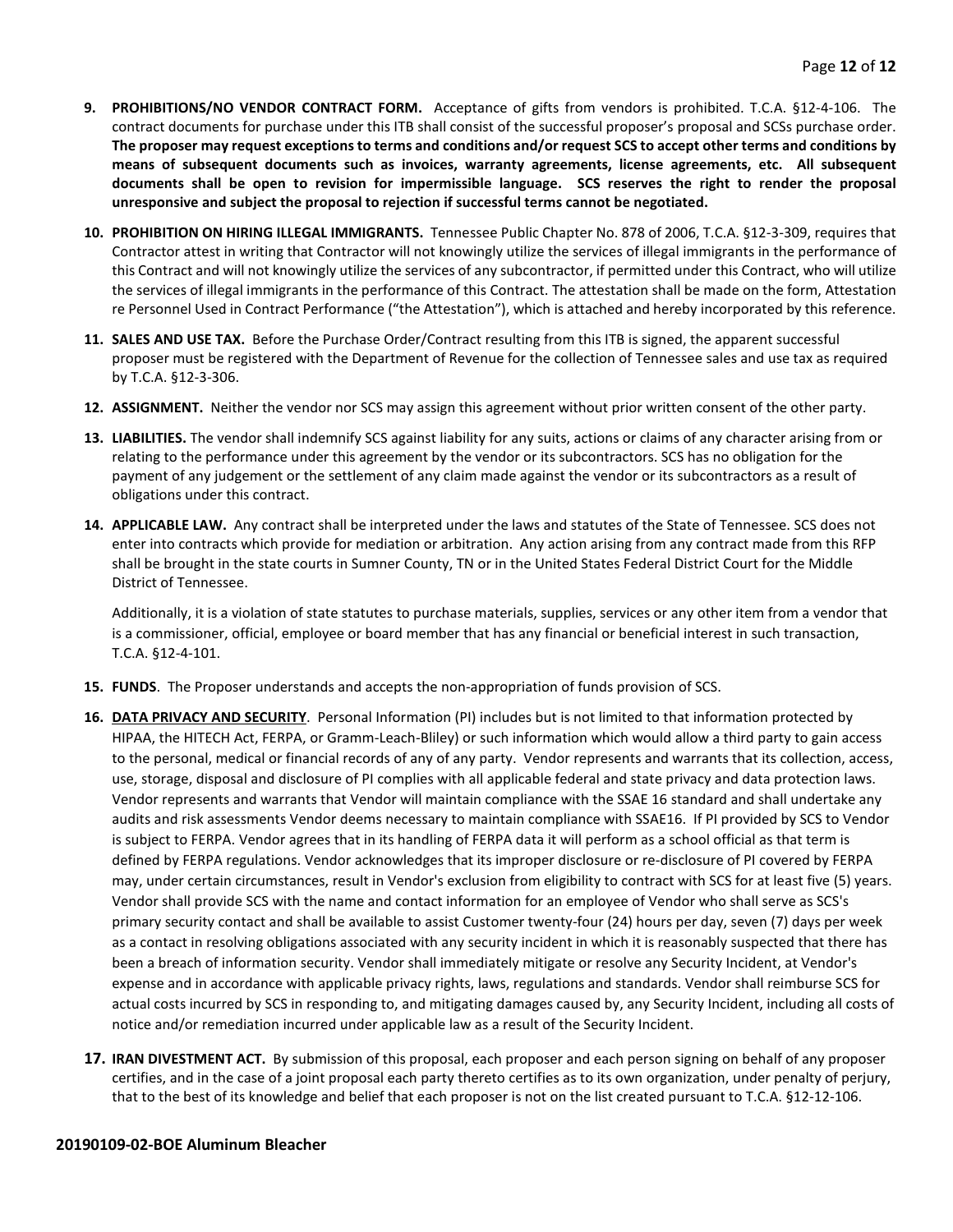9. **PROHIBITIONS/NO VENDOR CONTRACT FORM.** Acceptance of gifts from vendors is prohibited. T.C.A. §12-4-106. The contract documents for purchase under this ITB shall consist of the successful proposer's proposal and SCSs purchase order. **The proposer may request exceptions to terms and conditions and/or request SCS to accept other terms and conditions by means of subsequent documents such as invoices, warranty agreements, license agreements, etc. All subsequent documents shall be open to revision for impermissible language. SCS reserves the right to render the proposal unresponsive and subject the proposal to rejection if successful terms cannot be negotiated.**

10. **PROHIBITION ON HIRING ILLEGAL IMMIGRANTS.** Tennessee Public Chapter No. 878 of 2006, T.C.A. §12-3-309, requires that Contractor attest in writing that Contractor will not knowingly utilize the services of illegal immigrants in the performance of this Contract and will not knowingly utilize the services of any subcontractor, if permitted under this Contract, who will utilize the services of illegal immigrants in the performance of this Contract. The attestation shall be made on the form, Attestation re Personnel Used in Contract Performance ("the Attestation"), which is attached and hereby incorporated by this reference.

11. **SALES AND USE TAX.** Before the Purchase Order/Contract resulting from this ITB is signed, the apparent successful proposer must be registered with the Department of Revenue for the collection of Tennessee sales and use tax as required by T.C.A. §12-3-306.

12. **ASSIGNMENT.** Neither the vendor nor SCS may assign this agreement without prior written consent of the other party.

13. **LIABILITIES.** The vendor shall indemnify SCS against liability for any suits, actions or claims of any character arising from or relating to the performance under this agreement by the vendor or its subcontractors. SCS has no obligation for the payment of any judgement or the settlement of any claim made against the vendor or its subcontractors as a result of obligations under this contract.

14. **APPLICABLE LAW.** Any contract shall be interpreted under the laws and statutes of the State of Tennessee. SCS does not enter into contracts which provide for mediation or arbitration. Any action arising from any contract made from this RFP shall be brought in the state courts in Sumner County, TN or in the United States Federal District Court for the Middle District of Tennessee.

    Additionally, it is a violation of state statutes to purchase materials, supplies, services or any other item from a vendor that is a commissioner, official, employee or board member that has any financial or beneficial interest in such transaction, T.C.A. §12-4-101.

15. **FUNDS**. The Proposer understands and accepts the non-appropriation of funds provision of SCS.

16. **DATA PRIVACY AND SECURITY**. Personal Information (PI) includes but is not limited to that information protected by HIPAA, the HITECH Act, FERPA, or Gramm-Leach-Bliley) or such information which would allow a third party to gain access to the personal, medical or financial records of any of any party. Vendor represents and warrants that its collection, access, use, storage, disposal and disclosure of PI complies with all applicable federal and state privacy and data protection laws. Vendor represents and warrants that Vendor will maintain compliance with the SSAE 16 standard and shall undertake any audits and risk assessments Vendor deems necessary to maintain compliance with SSAE16. If PI provided by SCS to Vendor is subject to FERPA. Vendor agrees that in its handling of FERPA data it will perform as a school official as that term is defined by FERPA regulations. Vendor acknowledges that its improper disclosure or re-disclosure of PI covered by FERPA may, under certain circumstances, result in Vendor's exclusion from eligibility to contract with SCS for at least five (5) years. Vendor shall provide SCS with the name and contact information for an employee of Vendor who shall serve as SCS's primary security contact and shall be available to assist Customer twenty-four (24) hours per day, seven (7) days per week as a contact in resolving obligations associated with any security incident in which it is reasonably suspected that there has been a breach of information security. Vendor shall immediately mitigate or resolve any Security Incident, at Vendor's expense and in accordance with applicable privacy rights, laws, regulations and standards. Vendor shall reimburse SCS for actual costs incurred by SCS in responding to, and mitigating damages caused by, any Security Incident, including all costs of notice and/or remediation incurred under applicable law as a result of the Security Incident.

17. **IRAN DIVESTMENT ACT.** By submission of this proposal, each proposer and each person signing on behalf of any proposer certifies, and in the case of a joint proposal each party thereto certifies as to its own organization, under penalty of perjury, that to the best of its knowledge and belief that each proposer is not on the list created pursuant to T.C.A. §12-12-106.

**20190109-02-BOE Aluminum Bleacher**